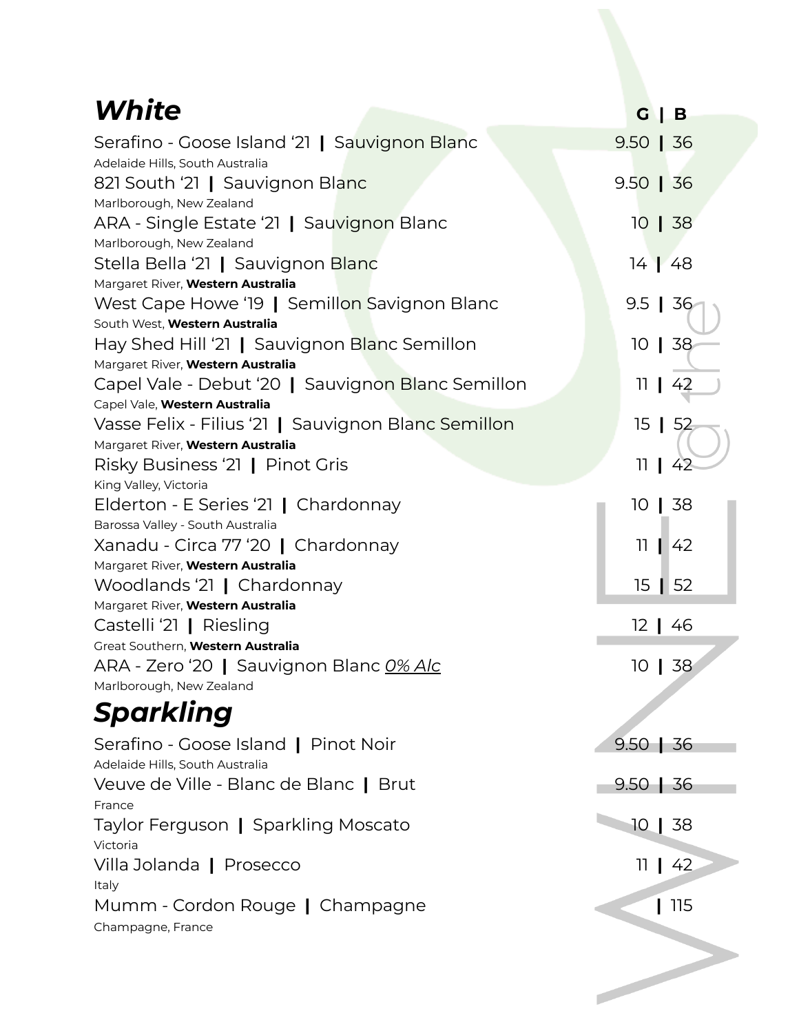## *White*

| Wine | G | B |
|---|---|---|
| Serafino - Goose Island '21 **\|** Sauvignon Blanc<br>Adelaide Hills, South Australia | 9.50 | 36 |
| 821 South '21 **\|** Sauvignon Blanc<br>Marlborough, New Zealand | 9.50 | 36 |
| ARA - Single Estate '21 **\|** Sauvignon Blanc<br>Marlborough, New Zealand | 10 | 38 |
| Stella Bella '21 **\|** Sauvignon Blanc<br>Margaret River, **Western Australia** | 14 | 48 |
| West Cape Howe '19 **\|** Semillon Savignon Blanc<br>South West, **Western Australia** | 9.5 | 36 |
| Hay Shed Hill '21 **\|** Sauvignon Blanc Semillon<br>Margaret River, **Western Australia** | 10 | 38 |
| Capel Vale - Debut '20 **\|** Sauvignon Blanc Semillon<br>Capel Vale, **Western Australia** | 11 | 42 |
| Vasse Felix - Filius '21 **\|** Sauvignon Blanc Semillon<br>Margaret River, **Western Australia** | 15 | 52 |
| Risky Business '21 **\|** Pinot Gris<br>King Valley, Victoria | 11 | 42 |
| Elderton - E Series '21 **\|** Chardonnay<br>Barossa Valley - South Australia | 10 | 38 |
| Xanadu - Circa 77 '20 **\|** Chardonnay<br>Margaret River, **Western Australia** | 11 | 42 |
| Woodlands '21 **\|** Chardonnay<br>Margaret River, **Western Australia** | 15 | 52 |
| Castelli '21 **\|** Riesling<br>Great Southern, **Western Australia** | 12 | 46 |
| ARA - Zero '20 **\|** Sauvignon Blanc <ins>*0% Alc*</ins><br>Marlborough, New Zealand | 10 | 38 |

## *Sparkling*

| Wine | G | B |
|---|---|---|
| Serafino - Goose Island **\|** Pinot Noir<br>Adelaide Hills, South Australia | 9.50 | 36 |
| Veuve de Ville - Blanc de Blanc **\|** Brut<br>France | 9.50 | 36 |
| Taylor Ferguson **\|** Sparkling Moscato<br>Victoria | 10 | 38 |
| Villa Jolanda **\|** Prosecco<br>Italy | 11 | 42 |
| Mumm - Cordon Rouge **\|** Champagne<br>Champagne, France | | 115 |

WINE @ the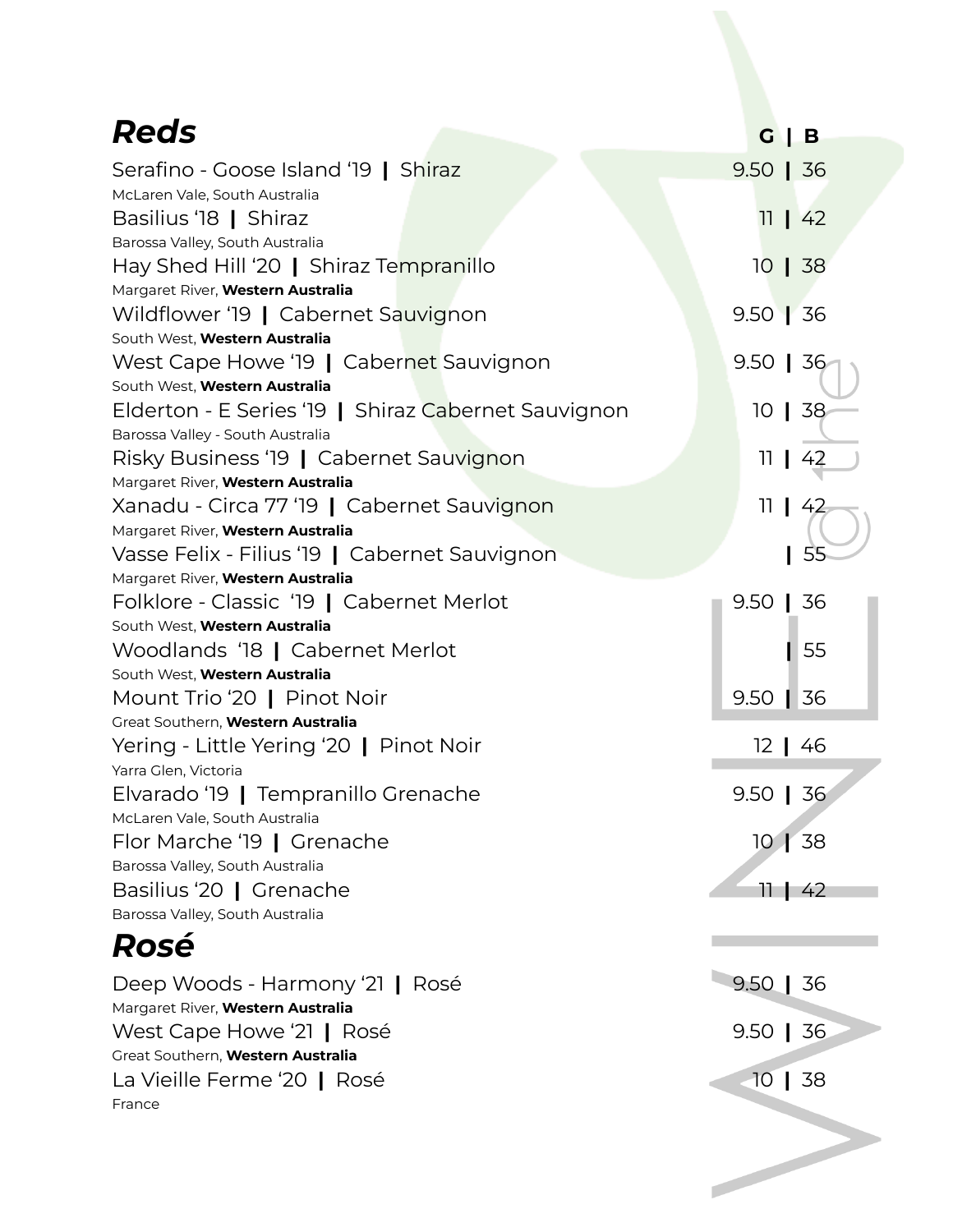## *Reds*

| Wine | G | B |
|---|---|---|
| Serafino - Goose Island '19 \| Shiraz<br>McLaren Vale, South Australia | 9.50 | 36 |
| Basilius '18 \| Shiraz<br>Barossa Valley, South Australia | 11 | 42 |
| Hay Shed Hill '20 \| Shiraz Tempranillo<br>Margaret River, **Western Australia** | 10 | 38 |
| Wildflower '19 \| Cabernet Sauvignon<br>South West, **Western Australia** | 9.50 | 36 |
| West Cape Howe '19 \| Cabernet Sauvignon<br>South West, **Western Australia** | 9.50 | 36 |
| Elderton - E Series '19 \| Shiraz Cabernet Sauvignon<br>Barossa Valley - South Australia | 10 | 38 |
| Risky Business '19 \| Cabernet Sauvignon<br>Margaret River, **Western Australia** | 11 | 42 |
| Xanadu - Circa 77 '19 \| Cabernet Sauvignon<br>Margaret River, **Western Australia** | 11 | 42 |
| Vasse Felix - Filius '19 \| Cabernet Sauvignon<br>Margaret River, **Western Australia** | | 55 |
| Folklore - Classic '19 \| Cabernet Merlot<br>South West, **Western Australia** | 9.50 | 36 |
| Woodlands '18 \| Cabernet Merlot<br>South West, **Western Australia** | | 55 |
| Mount Trio '20 \| Pinot Noir<br>Great Southern, **Western Australia** | 9.50 | 36 |
| Yering - Little Yering '20 \| Pinot Noir<br>Yarra Glen, Victoria | 12 | 46 |
| Elvarado '19 \| Tempranillo Grenache<br>McLaren Vale, South Australia | 9.50 | 36 |
| Flor Marche '19 \| Grenache<br>Barossa Valley, South Australia | 10 | 38 |
| Basilius '20 \| Grenache<br>Barossa Valley, South Australia | 11 | 42 |

## *Rosé*

| Wine | G | B |
|---|---|---|
| Deep Woods - Harmony '21 \| Rosé<br>Margaret River, **Western Australia** | 9.50 | 36 |
| West Cape Howe '21 \| Rosé<br>Great Southern, **Western Australia** | 9.50 | 36 |
| La Vieille Ferme '20 \| Rosé<br>France | 10 | 38 |

WINE @ the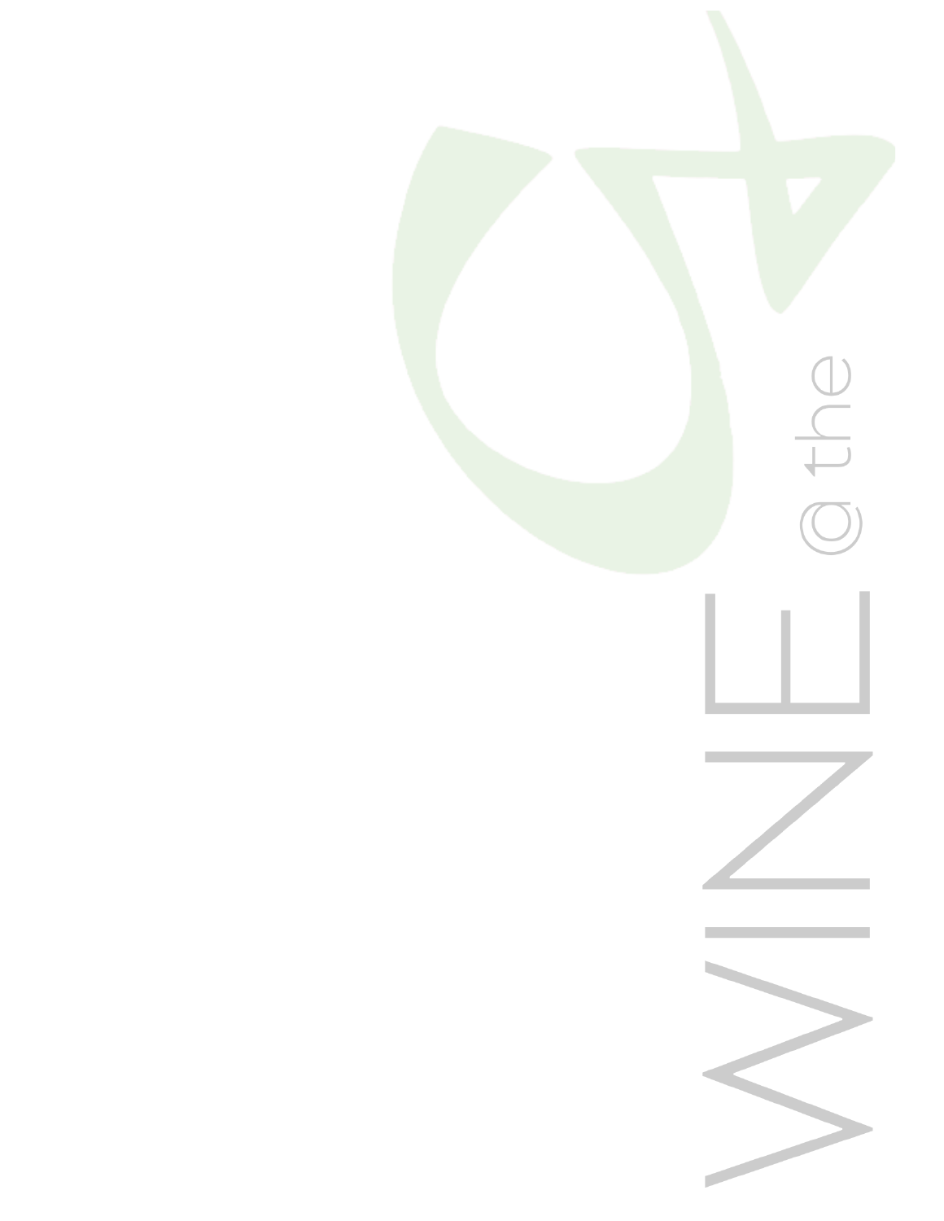WINE @ the